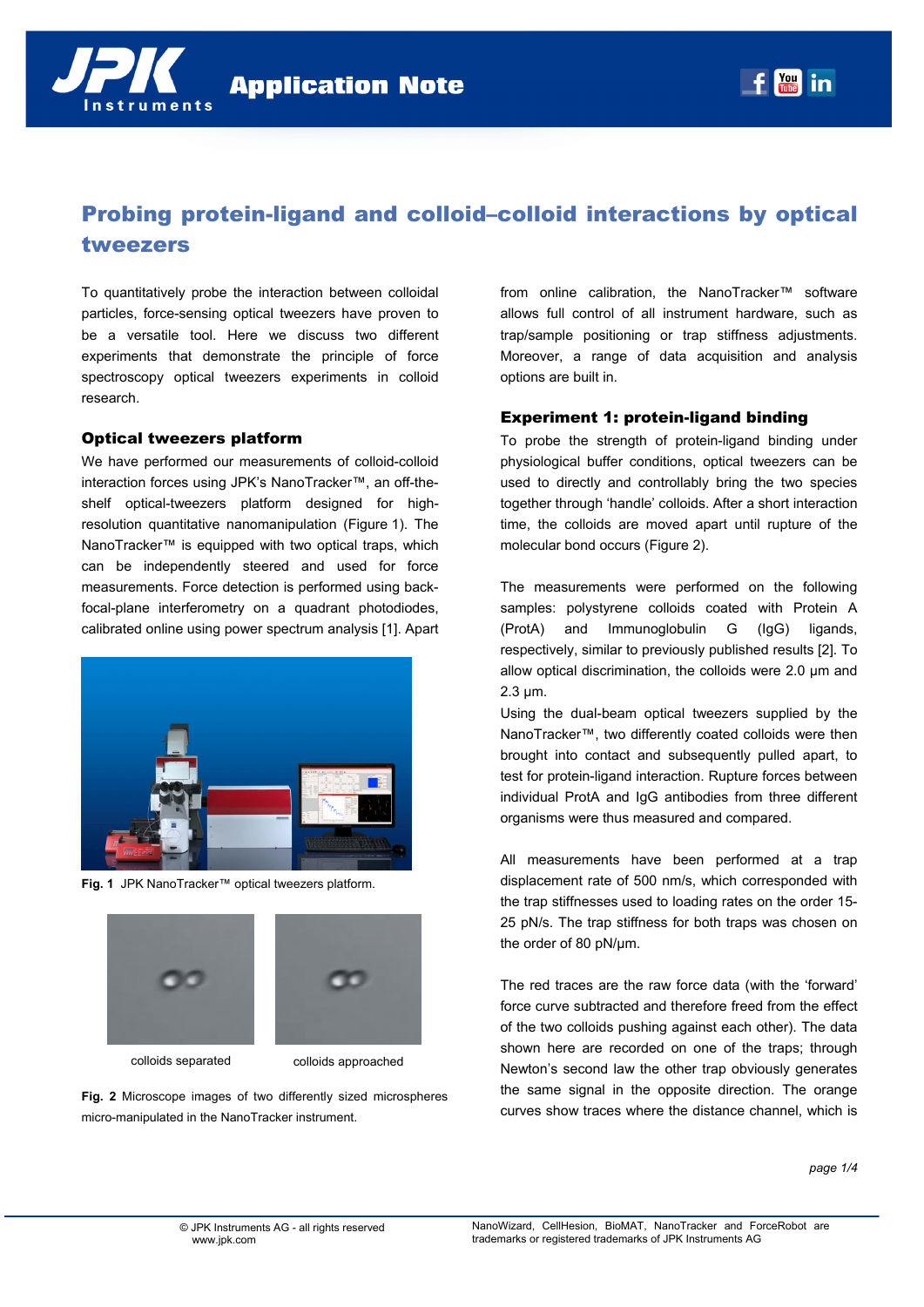# Probing protein-ligand and colloid–colloid interactions by optical tweezers

To quantitatively probe the interaction between colloidal particles, force-sensing optical tweezers have proven to be a versatile tool. Here we discuss two different experiments that demonstrate the principle of force spectroscopy optical tweezers experiments in colloid research.

## Optical tweezers platform

We have performed our measurements of colloid-colloid interaction forces using JPK's NanoTracker™, an off-the-shelf optical-tweezers platform designed for high-resolution quantitative nanomanipulation (Figure 1). The NanoTracker™ is equipped with two optical traps, which can be independently steered and used for force measurements. Force detection is performed using back-focal-plane interferometry on a quadrant photodiodes, calibrated online using power spectrum analysis [1]. Apart from online calibration, the NanoTracker™ software allows full control of all instrument hardware, such as trap/sample positioning or trap stiffness adjustments. Moreover, a range of data acquisition and analysis options are built in.

**Fig. 1** JPK NanoTracker™ optical tweezers platform.

colloids separated

colloids approached

**Fig. 2** Microscope images of two differently sized microspheres micro-manipulated in the NanoTracker instrument.

## Experiment 1: protein-ligand binding

To probe the strength of protein-ligand binding under physiological buffer conditions, optical tweezers can be used to directly and controllably bring the two species together through 'handle' colloids. After a short interaction time, the colloids are moved apart until rupture of the molecular bond occurs (Figure 2).

The measurements were performed on the following samples: polystyrene colloids coated with Protein A (ProtA) and Immunoglobulin G (IgG) ligands, respectively, similar to previously published results [2]. To allow optical discrimination, the colloids were 2.0 µm and 2.3 µm.

Using the dual-beam optical tweezers supplied by the NanoTracker™, two differently coated colloids were then brought into contact and subsequently pulled apart, to test for protein-ligand interaction. Rupture forces between individual ProtA and IgG antibodies from three different organisms were thus measured and compared.

All measurements have been performed at a trap displacement rate of 500 nm/s, which corresponded with the trap stiffnesses used to loading rates on the order 15-25 pN/s. The trap stiffness for both traps was chosen on the order of 80 pN/µm.

The red traces are the raw force data (with the 'forward' force curve subtracted and therefore freed from the effect of the two colloids pushing against each other). The data shown here are recorded on one of the traps; through Newton's second law the other trap obviously generates the same signal in the opposite direction. The orange curves show traces where the distance channel, which is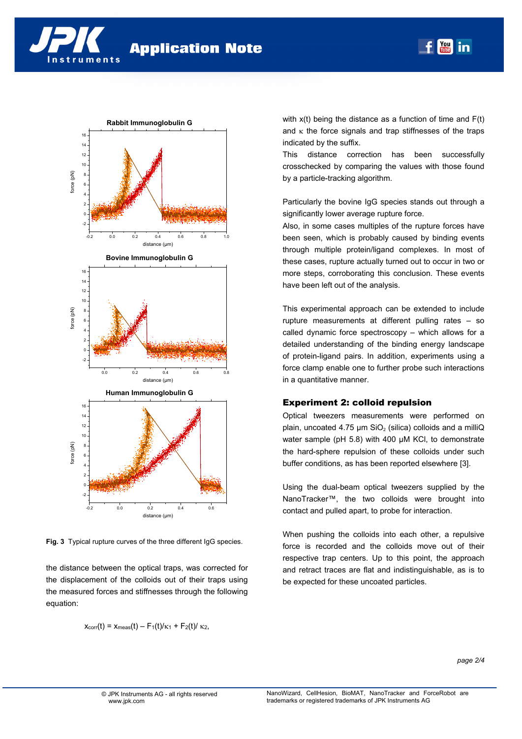**Fig. 3** Typical rupture curves of the three different IgG species.

the distance between the optical traps, was corrected for the displacement of the colloids out of their traps using the measured forces and stiffnesses through the following equation:

$$x_{corr}(t) = x_{meas}(t) - F_1(t)/\kappa_1 + F_2(t)/\kappa_2,$$

with x(t) being the distance as a function of time and F(t) and $\kappa$ the force signals and trap stiffnesses of the traps indicated by the suffix.

This distance correction has been successfully crosschecked by comparing the values with those found by a particle-tracking algorithm.

Particularly the bovine IgG species stands out through a significantly lower average rupture force.

Also, in some cases multiples of the rupture forces have been seen, which is probably caused by binding events through multiple protein/ligand complexes. In most of these cases, rupture actually turned out to occur in two or more steps, corroborating this conclusion. These events have been left out of the analysis.

This experimental approach can be extended to include rupture measurements at different pulling rates – so called dynamic force spectroscopy – which allows for a detailed understanding of the binding energy landscape of protein-ligand pairs. In addition, experiments using a force clamp enable one to further probe such interactions in a quantitative manner.

## Experiment 2: colloid repulsion

Optical tweezers measurements were performed on plain, uncoated 4.75 µm $SiO_2$ (silica) colloids and a milliQ water sample (pH 5.8) with 400 µM KCl, to demonstrate the hard-sphere repulsion of these colloids under such buffer conditions, as has been reported elsewhere [3].

Using the dual-beam optical tweezers supplied by the NanoTracker™, the two colloids were brought into contact and pulled apart, to probe for interaction.

When pushing the colloids into each other, a repulsive force is recorded and the colloids move out of their respective trap centers. Up to this point, the approach and retract traces are flat and indistinguishable, as is to be expected for these uncoated particles.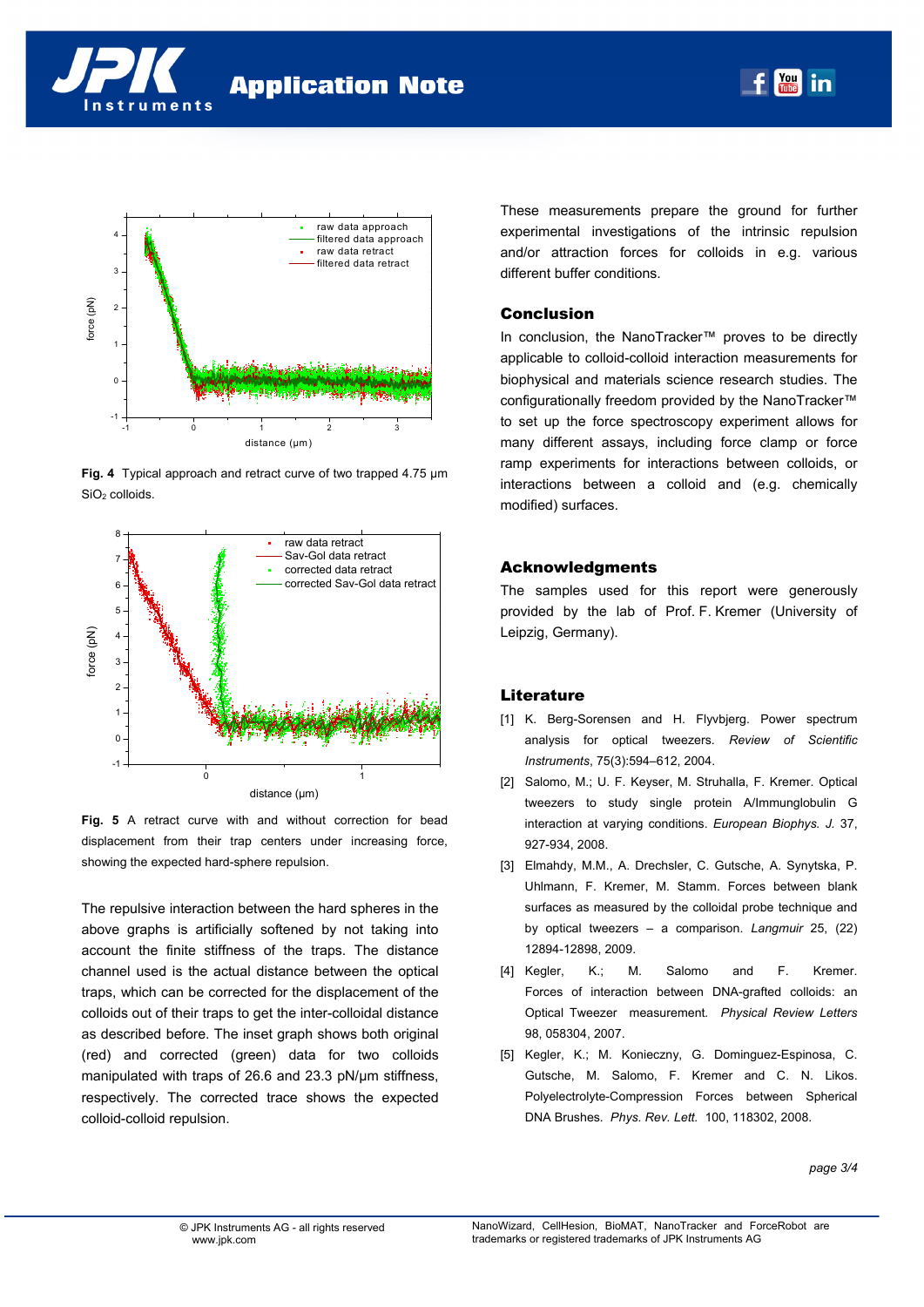**Fig. 4** Typical approach and retract curve of two trapped 4.75 µm $SiO_2$ colloids.

**Fig. 5** A retract curve with and without correction for bead displacement from their trap centers under increasing force, showing the expected hard-sphere repulsion.

The repulsive interaction between the hard spheres in the above graphs is artificially softened by not taking into account the finite stiffness of the traps. The distance channel used is the actual distance between the optical traps, which can be corrected for the displacement of the colloids out of their traps to get the inter-colloidal distance as described before. The inset graph shows both original (red) and corrected (green) data for two colloids manipulated with traps of 26.6 and 23.3 pN/µm stiffness, respectively. The corrected trace shows the expected colloid-colloid repulsion.

These measurements prepare the ground for further experimental investigations of the intrinsic repulsion and/or attraction forces for colloids in e.g. various different buffer conditions.

## Conclusion

In conclusion, the NanoTracker™ proves to be directly applicable to colloid-colloid interaction measurements for biophysical and materials science research studies. The configurationally freedom provided by the NanoTracker™ to set up the force spectroscopy experiment allows for many different assays, including force clamp or force ramp experiments for interactions between colloids, or interactions between a colloid and (e.g. chemically modified) surfaces.

## Acknowledgments

The samples used for this report were generously provided by the lab of Prof. F. Kremer (University of Leipzig, Germany).

## Literature

[1] K. Berg-Sorensen and H. Flyvbjerg. Power spectrum analysis for optical tweezers. *Review of Scientific Instruments*, 75(3):594–612, 2004.

[2] Salomo, M.; U. F. Keyser, M. Struhalla, F. Kremer. Optical tweezers to study single protein A/Immunglobulin G interaction at varying conditions. *European Biophys. J.* 37, 927-934, 2008.

[3] Elmahdy, M.M., A. Drechsler, C. Gutsche, A. Synytska, P. Uhlmann, F. Kremer, M. Stamm. Forces between blank surfaces as measured by the colloidal probe technique and by optical tweezers – a comparison. *Langmuir* 25, (22) 12894-12898, 2009.

[4] Kegler, K.; M. Salomo and F. Kremer. Forces of interaction between DNA-grafted colloids: an Optical Tweezer measurement. *Physical Review Letters* 98, 058304, 2007.

[5] Kegler, K.; M. Konieczny, G. Dominguez-Espinosa, C. Gutsche, M. Salomo, F. Kremer and C. N. Likos. Polyelectrolyte-Compression Forces between Spherical DNA Brushes. *Phys. Rev. Lett.* 100, 118302, 2008.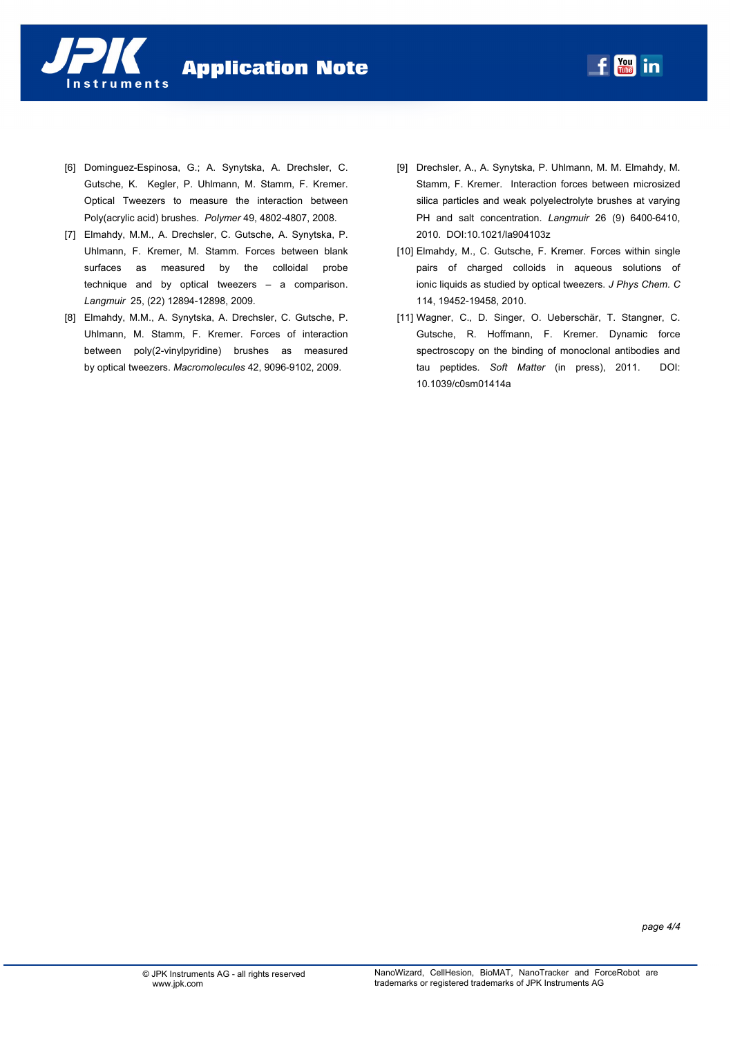[6] Dominguez-Espinosa, G.; A. Synytska, A. Drechsler, C. Gutsche, K. Kegler, P. Uhlmann, M. Stamm, F. Kremer. Optical Tweezers to measure the interaction between Poly(acrylic acid) brushes. *Polymer* 49, 4802-4807, 2008.

[7] Elmahdy, M.M., A. Drechsler, C. Gutsche, A. Synytska, P. Uhlmann, F. Kremer, M. Stamm. Forces between blank surfaces as measured by the colloidal probe technique and by optical tweezers – a comparison. *Langmuir* 25, (22) 12894-12898, 2009.

[8] Elmahdy, M.M., A. Synytska, A. Drechsler, C. Gutsche, P. Uhlmann, M. Stamm, F. Kremer. Forces of interaction between poly(2-vinylpyridine) brushes as measured by optical tweezers. *Macromolecules* 42, 9096-9102, 2009.

[9] Drechsler, A., A. Synytska, P. Uhlmann, M. M. Elmahdy, M. Stamm, F. Kremer. Interaction forces between microsized silica particles and weak polyelectrolyte brushes at varying PH and salt concentration. *Langmuir* 26 (9) 6400-6410, 2010. DOI:10.1021/la904103z

[10] Elmahdy, M., C. Gutsche, F. Kremer. Forces within single pairs of charged colloids in aqueous solutions of ionic liquids as studied by optical tweezers. *J Phys Chem. C* 114, 19452-19458, 2010.

[11] Wagner, C., D. Singer, O. Ueberschär, T. Stangner, C. Gutsche, R. Hoffmann, F. Kremer. Dynamic force spectroscopy on the binding of monoclonal antibodies and tau peptides. *Soft Matter* (in press), 2011. DOI: 10.1039/c0sm01414a